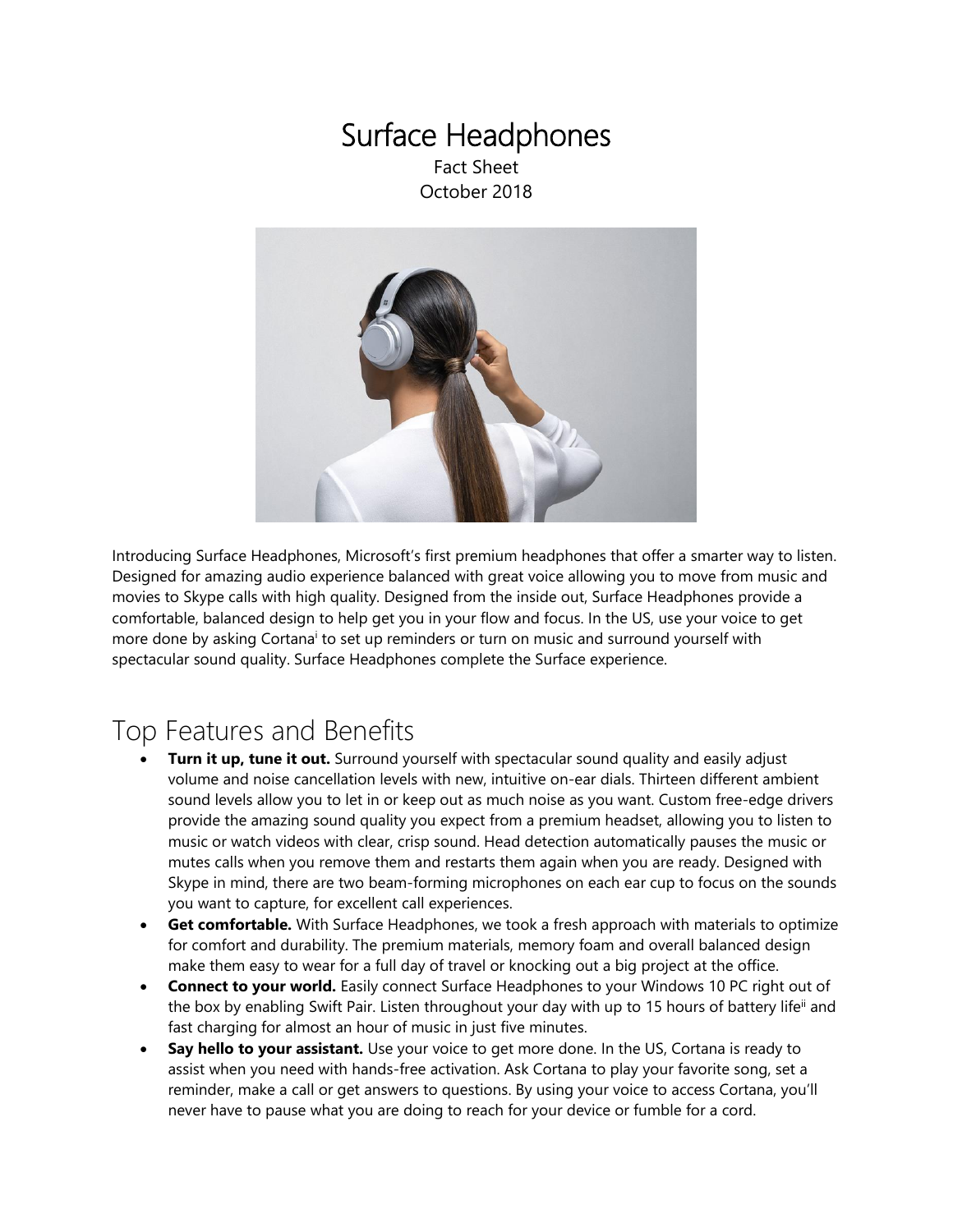# Surface Headphones

Fact Sheet
October 2018

Introducing Surface Headphones, Microsoft's first premium headphones that offer a smarter way to listen. Designed for amazing audio experience balanced with great voice allowing you to move from music and movies to Skype calls with high quality. Designed from the inside out, Surface Headphones provide a comfortable, balanced design to help get you in your flow and focus. In the US, use your voice to get more done by asking Cortana[i] to set up reminders or turn on music and surround yourself with spectacular sound quality. Surface Headphones complete the Surface experience.

## Top Features and Benefits

- **Turn it up, tune it out.** Surround yourself with spectacular sound quality and easily adjust volume and noise cancellation levels with new, intuitive on-ear dials. Thirteen different ambient sound levels allow you to let in or keep out as much noise as you want. Custom free-edge drivers provide the amazing sound quality you expect from a premium headset, allowing you to listen to music or watch videos with clear, crisp sound. Head detection automatically pauses the music or mutes calls when you remove them and restarts them again when you are ready. Designed with Skype in mind, there are two beam-forming microphones on each ear cup to focus on the sounds you want to capture, for excellent call experiences.
- **Get comfortable.** With Surface Headphones, we took a fresh approach with materials to optimize for comfort and durability. The premium materials, memory foam and overall balanced design make them easy to wear for a full day of travel or knocking out a big project at the office.
- **Connect to your world.** Easily connect Surface Headphones to your Windows 10 PC right out of the box by enabling Swift Pair. Listen throughout your day with up to 15 hours of battery life[ii] and fast charging for almost an hour of music in just five minutes.
- **Say hello to your assistant.** Use your voice to get more done. In the US, Cortana is ready to assist when you need with hands-free activation. Ask Cortana to play your favorite song, set a reminder, make a call or get answers to questions. By using your voice to access Cortana, you'll never have to pause what you are doing to reach for your device or fumble for a cord.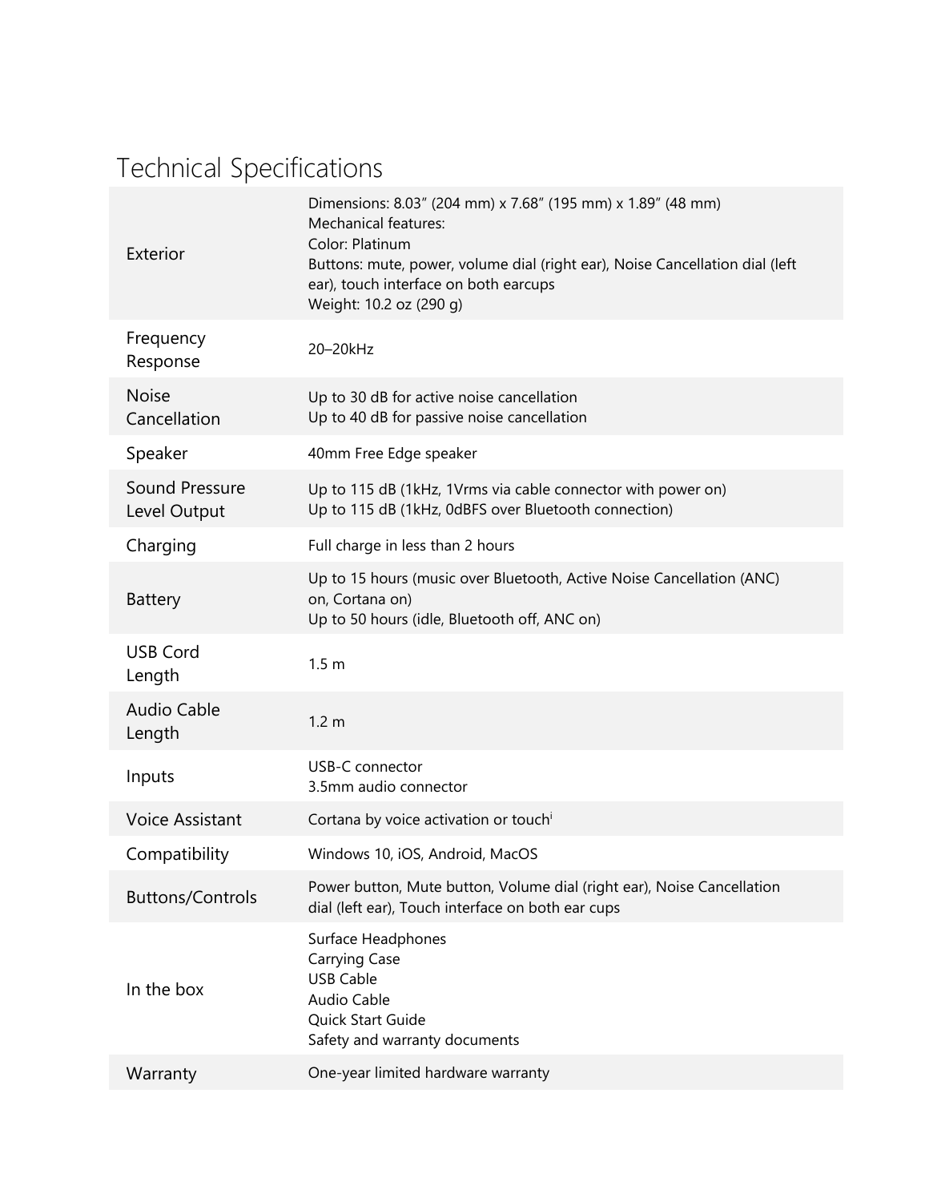# Technical Specifications

| | |
|---|---|
| Exterior | Dimensions: 8.03" (204 mm) x 7.68" (195 mm) x 1.89" (48 mm)<br>Mechanical features:<br>Color: Platinum<br>Buttons: mute, power, volume dial (right ear), Noise Cancellation dial (left ear), touch interface on both earcups<br>Weight: 10.2 oz (290 g) |
| Frequency Response | 20–20kHz |
| Noise Cancellation | Up to 30 dB for active noise cancellation<br>Up to 40 dB for passive noise cancellation |
| Speaker | 40mm Free Edge speaker |
| Sound Pressure Level Output | Up to 115 dB (1kHz, 1Vrms via cable connector with power on)<br>Up to 115 dB (1kHz, 0dBFS over Bluetooth connection) |
| Charging | Full charge in less than 2 hours |
| Battery | Up to 15 hours (music over Bluetooth, Active Noise Cancellation (ANC) on, Cortana on)<br>Up to 50 hours (idle, Bluetooth off, ANC on) |
| USB Cord Length | 1.5 m |
| Audio Cable Length | 1.2 m |
| Inputs | USB-C connector<br>3.5mm audio connector |
| Voice Assistant | Cortana by voice activation or touch[i] |
| Compatibility | Windows 10, iOS, Android, MacOS |
| Buttons/Controls | Power button, Mute button, Volume dial (right ear), Noise Cancellation dial (left ear), Touch interface on both ear cups |
| In the box | Surface Headphones<br>Carrying Case<br>USB Cable<br>Audio Cable<br>Quick Start Guide<br>Safety and warranty documents |
| Warranty | One-year limited hardware warranty |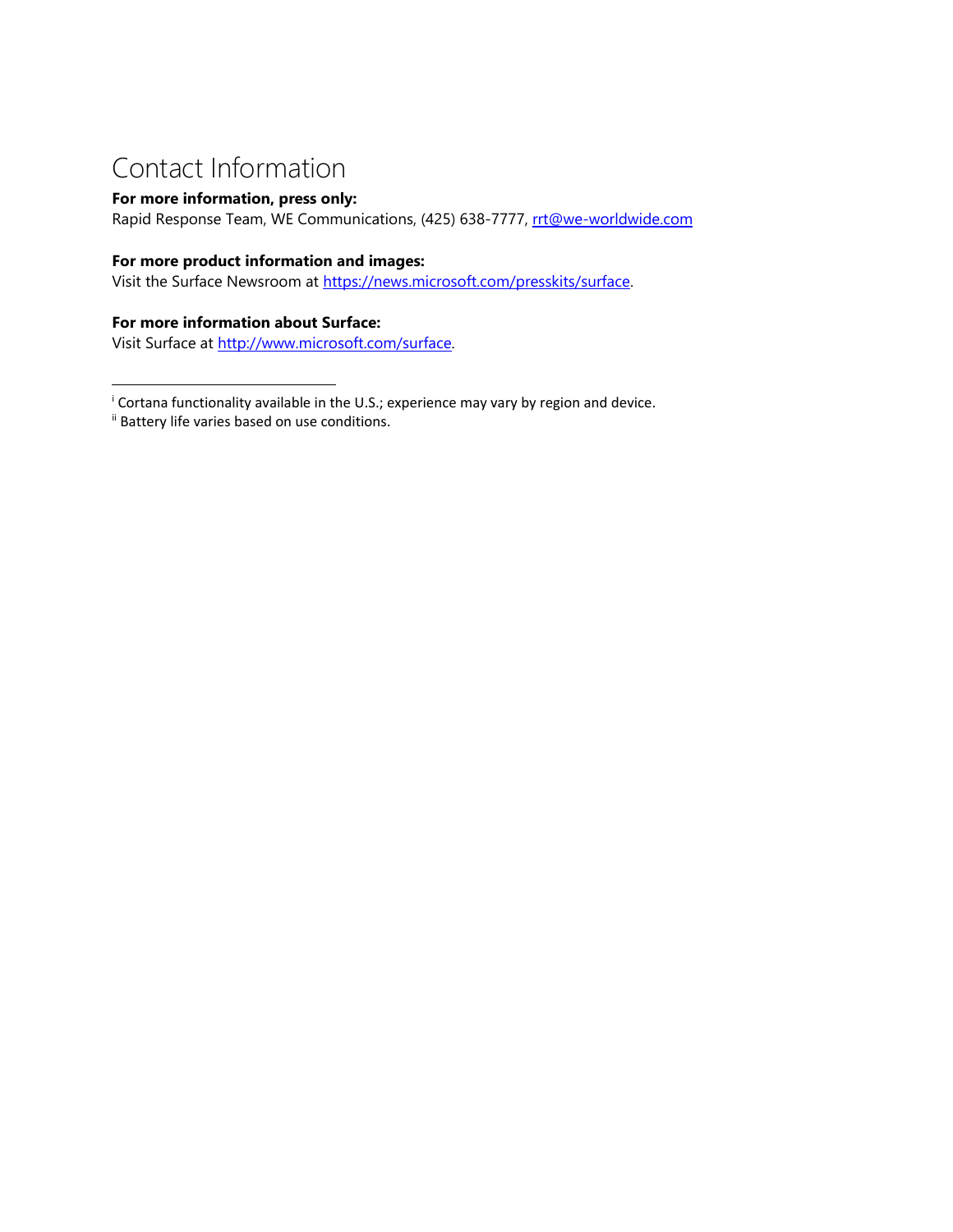# Contact Information

**For more information, press only:**
Rapid Response Team, WE Communications, (425) 638-7777, rrt@we-worldwide.com

**For more product information and images:**
Visit the Surface Newsroom at https://news.microsoft.com/presskits/surface.

**For more information about Surface:**
Visit Surface at http://www.microsoft.com/surface.

---

[i] Cortana functionality available in the U.S.; experience may vary by region and device.
[ii] Battery life varies based on use conditions.